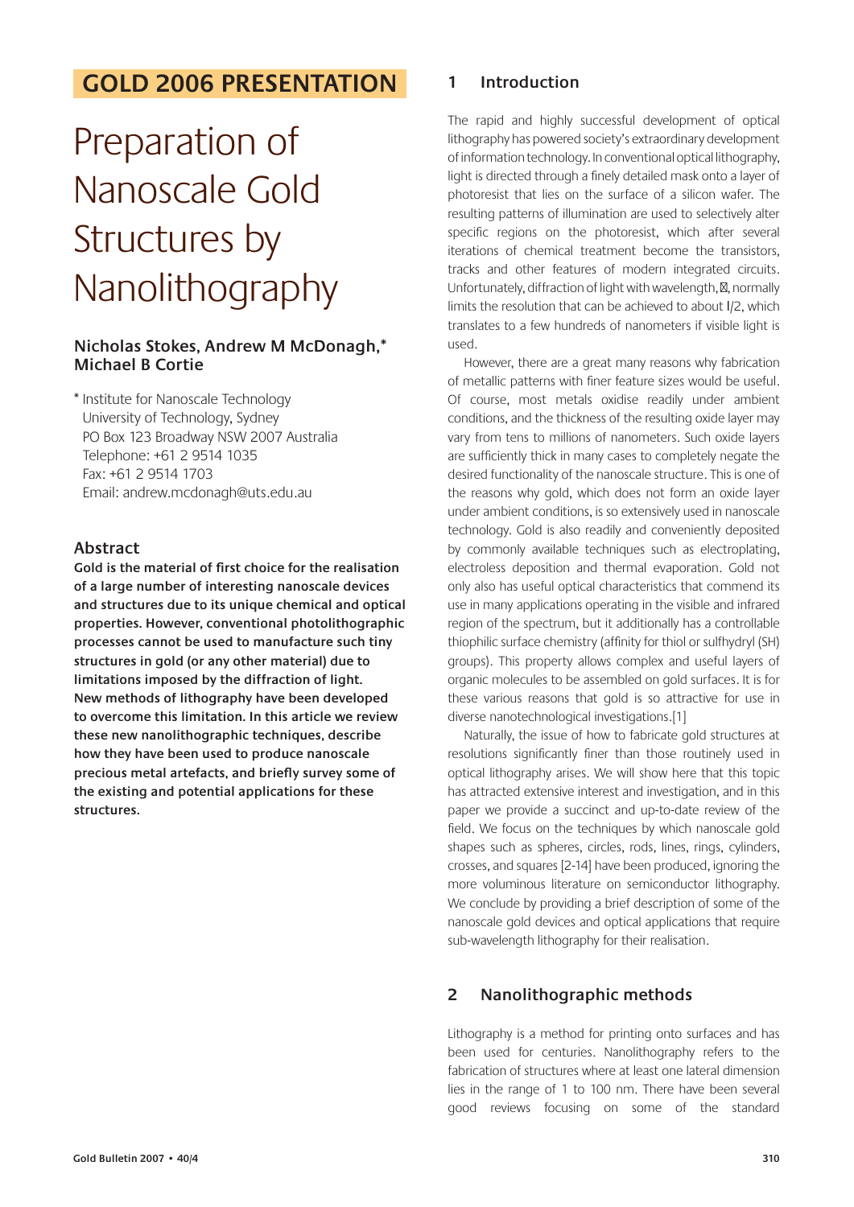## GOLD 2006 PRESENTATION

# Preparation of Nanoscale Gold Structures by Nanolithography

**Nicholas Stokes, Andrew M McDonagh,* Michael B Cortie**

* Institute for Nanoscale Technology
University of Technology, Sydney
PO Box 123 Broadway NSW 2007 Australia
Telephone: +61 2 9514 1035
Fax: +61 2 9514 1703
Email: andrew.mcdonagh@uts.edu.au

### Abstract

**Gold is the material of first choice for the realisation of a large number of interesting nanoscale devices and structures due to its unique chemical and optical properties. However, conventional photolithographic processes cannot be used to manufacture such tiny structures in gold (or any other material) due to limitations imposed by the diffraction of light. New methods of lithography have been developed to overcome this limitation. In this article we review these new nanolithographic techniques, describe how they have been used to produce nanoscale precious metal artefacts, and briefly survey some of the existing and potential applications for these structures.**

## 1 Introduction

The rapid and highly successful development of optical lithography has powered society's extraordinary development of information technology. In conventional optical lithography, light is directed through a finely detailed mask onto a layer of photoresist that lies on the surface of a silicon wafer. The resulting patterns of illumination are used to selectively alter specific regions on the photoresist, which after several iterations of chemical treatment become the transistors, tracks and other features of modern integrated circuits. Unfortunately, diffraction of light with wavelength, $\lambda$, normally limits the resolution that can be achieved to about $\lambda/2$, which translates to a few hundreds of nanometers if visible light is used.

However, there are a great many reasons why fabrication of metallic patterns with finer feature sizes would be useful. Of course, most metals oxidise readily under ambient conditions, and the thickness of the resulting oxide layer may vary from tens to millions of nanometers. Such oxide layers are sufficiently thick in many cases to completely negate the desired functionality of the nanoscale structure. This is one of the reasons why gold, which does not form an oxide layer under ambient conditions, is so extensively used in nanoscale technology. Gold is also readily and conveniently deposited by commonly available techniques such as electroplating, electroless deposition and thermal evaporation. Gold not only also has useful optical characteristics that commend its use in many applications operating in the visible and infrared region of the spectrum, but it additionally has a controllable thiophilic surface chemistry (affinity for thiol or sulfhydryl (SH) groups). This property allows complex and useful layers of organic molecules to be assembled on gold surfaces. It is for these various reasons that gold is so attractive for use in diverse nanotechnological investigations.[1]

Naturally, the issue of how to fabricate gold structures at resolutions significantly finer than those routinely used in optical lithography arises. We will show here that this topic has attracted extensive interest and investigation, and in this paper we provide a succinct and up-to-date review of the field. We focus on the techniques by which nanoscale gold shapes such as spheres, circles, rods, lines, rings, cylinders, crosses, and squares [2-14] have been produced, ignoring the more voluminous literature on semiconductor lithography. We conclude by providing a brief description of some of the nanoscale gold devices and optical applications that require sub-wavelength lithography for their realisation.

## 2 Nanolithographic methods

Lithography is a method for printing onto surfaces and has been used for centuries. Nanolithography refers to the fabrication of structures where at least one lateral dimension lies in the range of 1 to 100 nm. There have been several good reviews focusing on some of the standard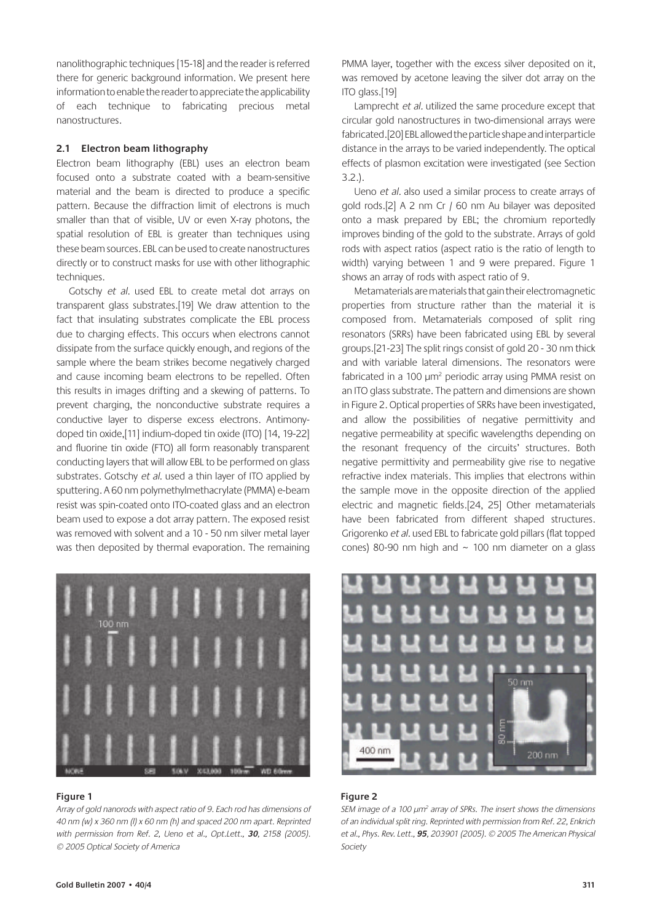nanolithographic techniques [15-18] and the reader is referred there for generic background information. We present here information to enable the reader to appreciate the applicability of each technique to fabricating precious metal nanostructures.

### 2.1 Electron beam lithography

Electron beam lithography (EBL) uses an electron beam focused onto a substrate coated with a beam-sensitive material and the beam is directed to produce a specific pattern. Because the diffraction limit of electrons is much smaller than that of visible, UV or even X-ray photons, the spatial resolution of EBL is greater than techniques using these beam sources. EBL can be used to create nanostructures directly or to construct masks for use with other lithographic techniques.

Gotschy *et al.* used EBL to create metal dot arrays on transparent glass substrates.[19] We draw attention to the fact that insulating substrates complicate the EBL process due to charging effects. This occurs when electrons cannot dissipate from the surface quickly enough, and regions of the sample where the beam strikes become negatively charged and cause incoming beam electrons to be repelled. Often this results in images drifting and a skewing of patterns. To prevent charging, the nonconductive substrate requires a conductive layer to disperse excess electrons. Antimony-doped tin oxide,[11] indium-doped tin oxide (ITO) [14, 19-22] and fluorine tin oxide (FTO) all form reasonably transparent conducting layers that will allow EBL to be performed on glass substrates. Gotschy *et al.* used a thin layer of ITO applied by sputtering. A 60 nm polymethylmethacrylate (PMMA) e-beam resist was spin-coated onto ITO-coated glass and an electron beam used to expose a dot array pattern. The exposed resist was removed with solvent and a 10 - 50 nm silver metal layer was then deposited by thermal evaporation. The remaining PMMA layer, together with the excess silver deposited on it, was removed by acetone leaving the silver dot array on the ITO glass.[19]

Lamprecht *et al.* utilized the same procedure except that circular gold nanostructures in two-dimensional arrays were fabricated.[20] EBL allowed the particle shape and interparticle distance in the arrays to be varied independently. The optical effects of plasmon excitation were investigated (see Section 3.2.).

Ueno *et al.* also used a similar process to create arrays of gold rods.[2] A 2 nm Cr / 60 nm Au bilayer was deposited onto a mask prepared by EBL; the chromium reportedly improves binding of the gold to the substrate. Arrays of gold rods with aspect ratios (aspect ratio is the ratio of length to width) varying between 1 and 9 were prepared. Figure 1 shows an array of rods with aspect ratio of 9.

Metamaterials are materials that gain their electromagnetic properties from structure rather than the material it is composed from. Metamaterials composed of split ring resonators (SRRs) have been fabricated using EBL by several groups.[21-23] The split rings consist of gold 20 - 30 nm thick and with variable lateral dimensions. The resonators were fabricated in a 100 μm$^2$ periodic array using PMMA resist on an ITO glass substrate. The pattern and dimensions are shown in Figure 2. Optical properties of SRRs have been investigated, and allow the possibilities of negative permittivity and negative permeability at specific wavelengths depending on the resonant frequency of the circuits' structures. Both negative permittivity and permeability give rise to negative refractive index materials. This implies that electrons within the sample move in the opposite direction of the applied electric and magnetic fields.[24, 25] Other metamaterials have been fabricated from different shaped structures. Grigorenko *et al.* used EBL to fabricate gold pillars (flat topped cones) 80-90 nm high and ~ 100 nm diameter on a glass

**Figure 1**

*Array of gold nanorods with aspect ratio of 9. Each rod has dimensions of 40 nm (w) x 360 nm (l) x 60 nm (h) and spaced 200 nm apart. Reprinted with permission from Ref. 2, Ueno et al., Opt.Lett.,* ***30****, 2158 (2005). © 2005 Optical Society of America*

**Figure 2**

*SEM image of a 100 μm$^2$ array of SPRs. The insert shows the dimensions of an individual split ring. Reprinted with permission from Ref. 22, Enkrich et al., Phys. Rev. Lett.,* ***95****, 203901 (2005). © 2005 The American Physical Society*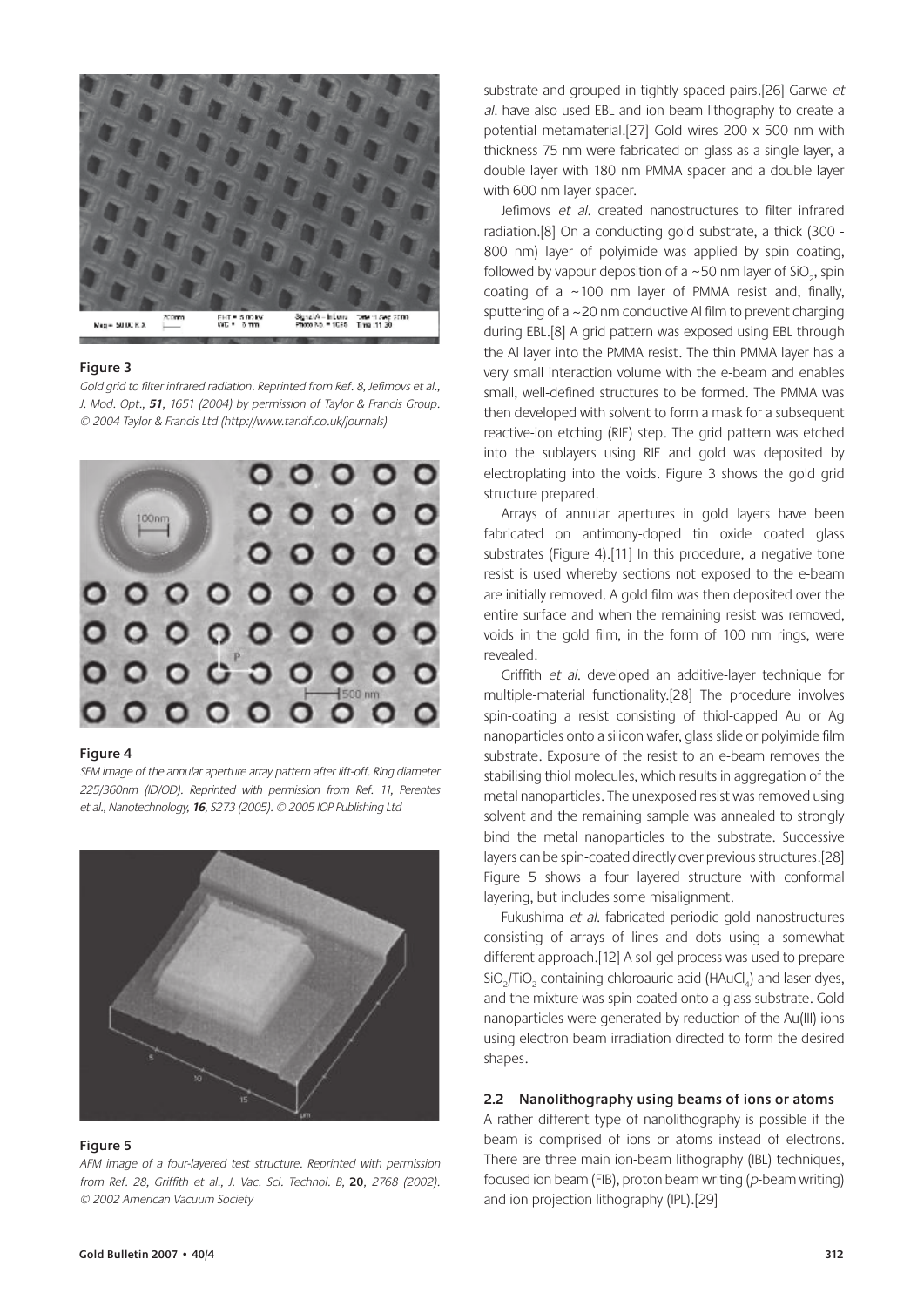**Figure 3**

*Gold grid to filter infrared radiation. Reprinted from Ref. 8, Jefimovs et al., J. Mod. Opt., **51**, 1651 (2004) by permission of Taylor & Francis Group. © 2004 Taylor & Francis Ltd (http://www.tandf.co.uk/journals)*

**Figure 4**

*SEM image of the annular aperture array pattern after lift-off. Ring diameter 225/360nm (ID/OD). Reprinted with permission from Ref. 11, Perentes et al., Nanotechnology, **16**, S273 (2005). © 2005 IOP Publishing Ltd*

**Figure 5**

*AFM image of a four-layered test structure. Reprinted with permission from Ref. 28, Griffith et al., J. Vac. Sci. Technol. B,* **20***, 2768 (2002). © 2002 American Vacuum Society*

substrate and grouped in tightly spaced pairs.[26] Garwe *et al.* have also used EBL and ion beam lithography to create a potential metamaterial.[27] Gold wires 200 x 500 nm with thickness 75 nm were fabricated on glass as a single layer, a double layer with 180 nm PMMA spacer and a double layer with 600 nm layer spacer.

Jefimovs *et al.* created nanostructures to filter infrared radiation.[8] On a conducting gold substrate, a thick (300 - 800 nm) layer of polyimide was applied by spin coating, followed by vapour deposition of a ~50 nm layer of $SiO_2$, spin coating of a ~100 nm layer of PMMA resist and, finally, sputtering of a ~20 nm conductive Al film to prevent charging during EBL.[8] A grid pattern was exposed using EBL through the Al layer into the PMMA resist. The thin PMMA layer has a very small interaction volume with the e-beam and enables small, well-defined structures to be formed. The PMMA was then developed with solvent to form a mask for a subsequent reactive-ion etching (RIE) step. The grid pattern was etched into the sublayers using RIE and gold was deposited by electroplating into the voids. Figure 3 shows the gold grid structure prepared.

Arrays of annular apertures in gold layers have been fabricated on antimony-doped tin oxide coated glass substrates (Figure 4).[11] In this procedure, a negative tone resist is used whereby sections not exposed to the e-beam are initially removed. A gold film was then deposited over the entire surface and when the remaining resist was removed, voids in the gold film, in the form of 100 nm rings, were revealed.

Griffith *et al.* developed an additive-layer technique for multiple-material functionality.[28] The procedure involves spin-coating a resist consisting of thiol-capped Au or Ag nanoparticles onto a silicon wafer, glass slide or polyimide film substrate. Exposure of the resist to an e-beam removes the stabilising thiol molecules, which results in aggregation of the metal nanoparticles. The unexposed resist was removed using solvent and the remaining sample was annealed to strongly bind the metal nanoparticles to the substrate. Successive layers can be spin-coated directly over previous structures.[28] Figure 5 shows a four layered structure with conformal layering, but includes some misalignment.

Fukushima *et al.* fabricated periodic gold nanostructures consisting of arrays of lines and dots using a somewhat different approach.[12] A sol-gel process was used to prepare $SiO_2/TiO_2$ containing chloroauric acid ($HAuCl_4$) and laser dyes, and the mixture was spin-coated onto a glass substrate. Gold nanoparticles were generated by reduction of the Au(III) ions using electron beam irradiation directed to form the desired shapes.

## 2.2 Nanolithography using beams of ions or atoms

A rather different type of nanolithography is possible if the beam is comprised of ions or atoms instead of electrons. There are three main ion-beam lithography (IBL) techniques, focused ion beam (FIB), proton beam writing (*p*-beam writing) and ion projection lithography (IPL).[29]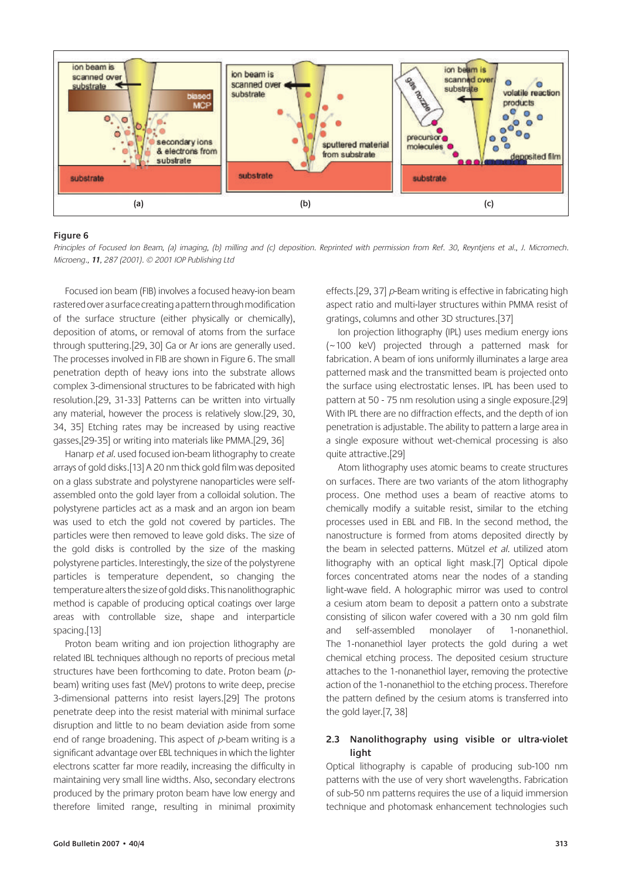**Figure 6**

*Principles of Focused Ion Beam, (a) imaging, (b) milling and (c) deposition. Reprinted with permission from Ref. 30, Reyntjens et al., J. Micromech. Microeng., **11**, 287 (2001). © 2001 IOP Publishing Ltd*

Focused ion beam (FIB) involves a focused heavy-ion beam rastered over a surface creating a pattern through modification of the surface structure (either physically or chemically), deposition of atoms, or removal of atoms from the surface through sputtering.[29, 30] Ga or Ar ions are generally used. The processes involved in FIB are shown in Figure 6. The small penetration depth of heavy ions into the substrate allows complex 3-dimensional structures to be fabricated with high resolution.[29, 31-33] Patterns can be written into virtually any material, however the process is relatively slow.[29, 30, 34, 35] Etching rates may be increased by using reactive gasses,[29-35] or writing into materials like PMMA.[29, 36]

Hanarp *et al.* used focused ion-beam lithography to create arrays of gold disks.[13] A 20 nm thick gold film was deposited on a glass substrate and polystyrene nanoparticles were self-assembled onto the gold layer from a colloidal solution. The polystyrene particles act as a mask and an argon ion beam was used to etch the gold not covered by particles. The particles were then removed to leave gold disks. The size of the gold disks is controlled by the size of the masking polystyrene particles. Interestingly, the size of the polystyrene particles is temperature dependent, so changing the temperature alters the size of gold disks. This nanolithographic method is capable of producing optical coatings over large areas with controllable size, shape and interparticle spacing.[13]

Proton beam writing and ion projection lithography are related IBL techniques although no reports of precious metal structures have been forthcoming to date. Proton beam (*p*-beam) writing uses fast (MeV) protons to write deep, precise 3-dimensional patterns into resist layers.[29] The protons penetrate deep into the resist material with minimal surface disruption and little to no beam deviation aside from some end of range broadening. This aspect of *p*-beam writing is a significant advantage over EBL techniques in which the lighter electrons scatter far more readily, increasing the difficulty in maintaining very small line widths. Also, secondary electrons produced by the primary proton beam have low energy and therefore limited range, resulting in minimal proximity effects.[29, 37] *p*-Beam writing is effective in fabricating high aspect ratio and multi-layer structures within PMMA resist of gratings, columns and other 3D structures.[37]

Ion projection lithography (IPL) uses medium energy ions (~100 keV) projected through a patterned mask for fabrication. A beam of ions uniformly illuminates a large area patterned mask and the transmitted beam is projected onto the surface using electrostatic lenses. IPL has been used to pattern at 50 - 75 nm resolution using a single exposure.[29] With IPL there are no diffraction effects, and the depth of ion penetration is adjustable. The ability to pattern a large area in a single exposure without wet-chemical processing is also quite attractive.[29]

Atom lithography uses atomic beams to create structures on surfaces. There are two variants of the atom lithography process. One method uses a beam of reactive atoms to chemically modify a suitable resist, similar to the etching processes used in EBL and FIB. In the second method, the nanostructure is formed from atoms deposited directly by the beam in selected patterns. Mützel *et al.* utilized atom lithography with an optical light mask.[7] Optical dipole forces concentrated atoms near the nodes of a standing light-wave field. A holographic mirror was used to control a cesium atom beam to deposit a pattern onto a substrate consisting of silicon wafer covered with a 30 nm gold film and self-assembled monolayer of 1-nonanethiol. The 1-nonanethiol layer protects the gold during a wet chemical etching process. The deposited cesium structure attaches to the 1-nonanethiol layer, removing the protective action of the 1-nonanethiol to the etching process. Therefore the pattern defined by the cesium atoms is transferred into the gold layer.[7, 38]

### 2.3 Nanolithography using visible or ultra-violet light

Optical lithography is capable of producing sub-100 nm patterns with the use of very short wavelengths. Fabrication of sub-50 nm patterns requires the use of a liquid immersion technique and photomask enhancement technologies such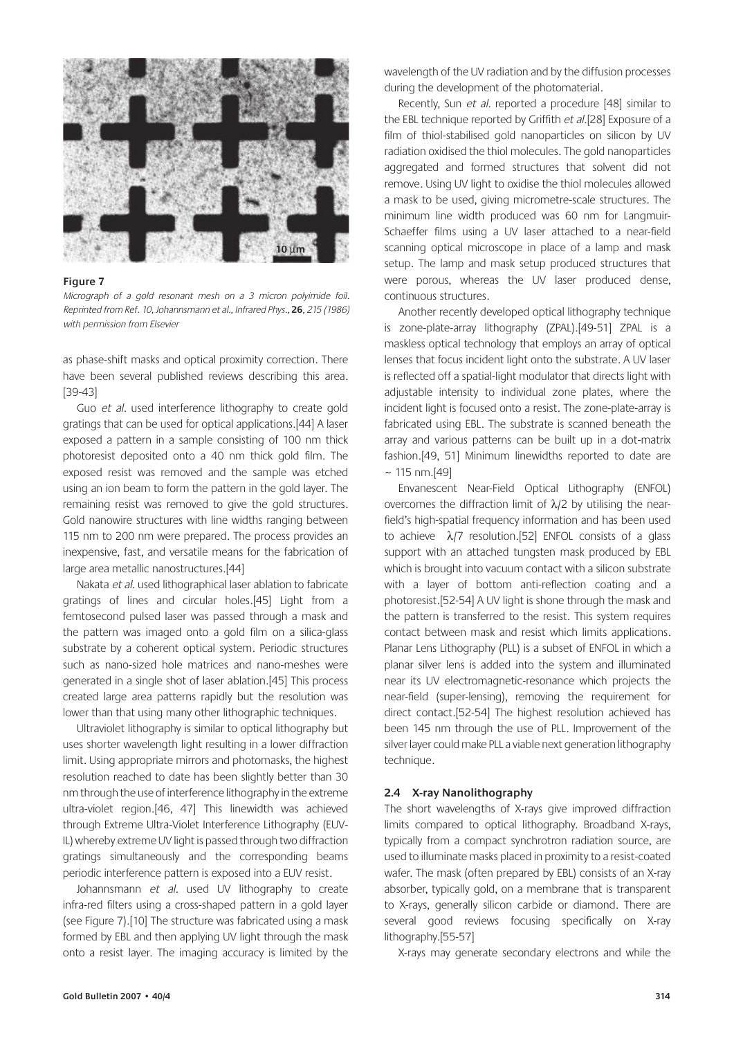**Figure 7**

*Micrograph of a gold resonant mesh on a 3 micron polyimide foil. Reprinted from Ref. 10, Johannsmann et al., Infrared Phys.,* **26***, 215 (1986) with permission from Elsevier*

as phase-shift masks and optical proximity correction. There have been several published reviews describing this area. [39-43]

Guo *et al.* used interference lithography to create gold gratings that can be used for optical applications.[44] A laser exposed a pattern in a sample consisting of 100 nm thick photoresist deposited onto a 40 nm thick gold film. The exposed resist was removed and the sample was etched using an ion beam to form the pattern in the gold layer. The remaining resist was removed to give the gold structures. Gold nanowire structures with line widths ranging between 115 nm to 200 nm were prepared. The process provides an inexpensive, fast, and versatile means for the fabrication of large area metallic nanostructures.[44]

Nakata *et al.* used lithographical laser ablation to fabricate gratings of lines and circular holes.[45] Light from a femtosecond pulsed laser was passed through a mask and the pattern was imaged onto a gold film on a silica-glass substrate by a coherent optical system. Periodic structures such as nano-sized hole matrices and nano-meshes were generated in a single shot of laser ablation.[45] This process created large area patterns rapidly but the resolution was lower than that using many other lithographic techniques.

Ultraviolet lithography is similar to optical lithography but uses shorter wavelength light resulting in a lower diffraction limit. Using appropriate mirrors and photomasks, the highest resolution reached to date has been slightly better than 30 nm through the use of interference lithography in the extreme ultra-violet region.[46, 47] This linewidth was achieved through Extreme Ultra-Violet Interference Lithography (EUV-IL) whereby extreme UV light is passed through two diffraction gratings simultaneously and the corresponding beams periodic interference pattern is exposed into a EUV resist.

Johannsmann *et al.* used UV lithography to create infra-red filters using a cross-shaped pattern in a gold layer (see Figure 7).[10] The structure was fabricated using a mask formed by EBL and then applying UV light through the mask onto a resist layer. The imaging accuracy is limited by the wavelength of the UV radiation and by the diffusion processes during the development of the photomaterial.

Recently, Sun *et al.* reported a procedure [48] similar to the EBL technique reported by Griffith *et al.*[28] Exposure of a film of thiol-stabilised gold nanoparticles on silicon by UV radiation oxidised the thiol molecules. The gold nanoparticles aggregated and formed structures that solvent did not remove. Using UV light to oxidise the thiol molecules allowed a mask to be used, giving micrometre-scale structures. The minimum line width produced was 60 nm for Langmuir-Schaeffer films using a UV laser attached to a near-field scanning optical microscope in place of a lamp and mask setup. The lamp and mask setup produced structures that were porous, whereas the UV laser produced dense, continuous structures.

Another recently developed optical lithography technique is zone-plate-array lithography (ZPAL).[49-51] ZPAL is a maskless optical technology that employs an array of optical lenses that focus incident light onto the substrate. A UV laser is reflected off a spatial-light modulator that directs light with adjustable intensity to individual zone plates, where the incident light is focused onto a resist. The zone-plate-array is fabricated using EBL. The substrate is scanned beneath the array and various patterns can be built up in a dot-matrix fashion.[49, 51] Minimum linewidths reported to date are ~ 115 nm.[49]

Envanescent Near-Field Optical Lithography (ENFOL) overcomes the diffraction limit of $\lambda/2$ by utilising the near-field's high-spatial frequency information and has been used to achieve $\lambda/7$ resolution.[52] ENFOL consists of a glass support with an attached tungsten mask produced by EBL which is brought into vacuum contact with a silicon substrate with a layer of bottom anti-reflection coating and a photoresist.[52-54] A UV light is shone through the mask and the pattern is transferred to the resist. This system requires contact between mask and resist which limits applications. Planar Lens Lithography (PLL) is a subset of ENFOL in which a planar silver lens is added into the system and illuminated near its UV electromagnetic-resonance which projects the near-field (super-lensing), removing the requirement for direct contact.[52-54] The highest resolution achieved has been 145 nm through the use of PLL. Improvement of the silver layer could make PLL a viable next generation lithography technique.

### 2.4 X-ray Nanolithography

The short wavelengths of X-rays give improved diffraction limits compared to optical lithography. Broadband X-rays, typically from a compact synchrotron radiation source, are used to illuminate masks placed in proximity to a resist-coated wafer. The mask (often prepared by EBL) consists of an X-ray absorber, typically gold, on a membrane that is transparent to X-rays, generally silicon carbide or diamond. There are several good reviews focusing specifically on X-ray lithography.[55-57]

X-rays may generate secondary electrons and while the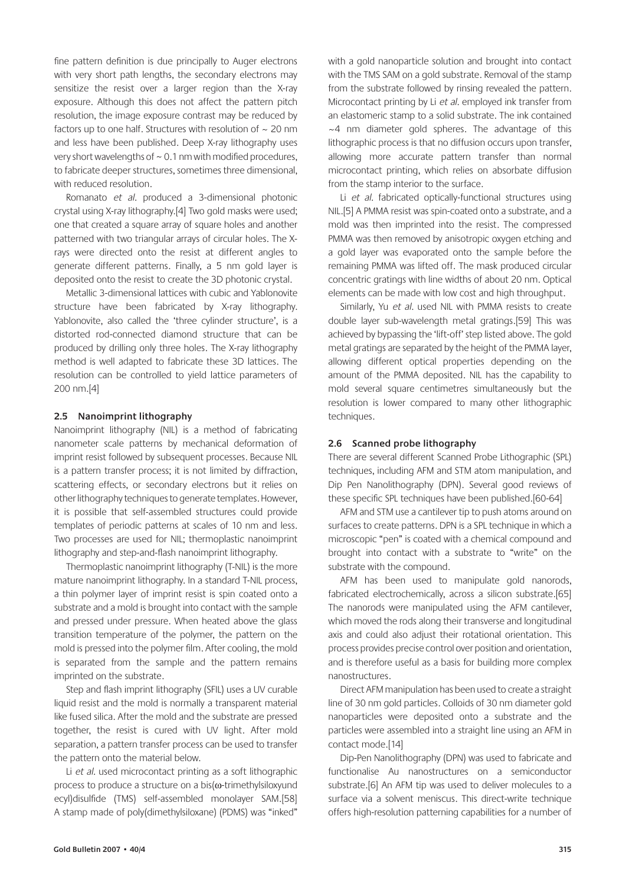fine pattern definition is due principally to Auger electrons with very short path lengths, the secondary electrons may sensitize the resist over a larger region than the X-ray exposure. Although this does not affect the pattern pitch resolution, the image exposure contrast may be reduced by factors up to one half. Structures with resolution of ~ 20 nm and less have been published. Deep X-ray lithography uses very short wavelengths of ~ 0.1 nm with modified procedures, to fabricate deeper structures, sometimes three dimensional, with reduced resolution.

Romanato *et al.* produced a 3-dimensional photonic crystal using X-ray lithography.[4] Two gold masks were used; one that created a square array of square holes and another patterned with two triangular arrays of circular holes. The X-rays were directed onto the resist at different angles to generate different patterns. Finally, a 5 nm gold layer is deposited onto the resist to create the 3D photonic crystal.

Metallic 3-dimensional lattices with cubic and Yablonovite structure have been fabricated by X-ray lithography. Yablonovite, also called the 'three cylinder structure', is a distorted rod-connected diamond structure that can be produced by drilling only three holes. The X-ray lithography method is well adapted to fabricate these 3D lattices. The resolution can be controlled to yield lattice parameters of 200 nm.[4]

### 2.5 Nanoimprint lithography

Nanoimprint lithography (NIL) is a method of fabricating nanometer scale patterns by mechanical deformation of imprint resist followed by subsequent processes. Because NIL is a pattern transfer process; it is not limited by diffraction, scattering effects, or secondary electrons but it relies on other lithography techniques to generate templates. However, it is possible that self-assembled structures could provide templates of periodic patterns at scales of 10 nm and less. Two processes are used for NIL; thermoplastic nanoimprint lithography and step-and-flash nanoimprint lithography.

Thermoplastic nanoimprint lithography (T-NIL) is the more mature nanoimprint lithography. In a standard T-NIL process, a thin polymer layer of imprint resist is spin coated onto a substrate and a mold is brought into contact with the sample and pressed under pressure. When heated above the glass transition temperature of the polymer, the pattern on the mold is pressed into the polymer film. After cooling, the mold is separated from the sample and the pattern remains imprinted on the substrate.

Step and flash imprint lithography (SFIL) uses a UV curable liquid resist and the mold is normally a transparent material like fused silica. After the mold and the substrate are pressed together, the resist is cured with UV light. After mold separation, a pattern transfer process can be used to transfer the pattern onto the material below.

Li *et al.* used microcontact printing as a soft lithographic process to produce a structure on a bis($\omega$-trimethylsiloxyundecyl)disulfide (TMS) self-assembled monolayer SAM.[58] A stamp made of poly(dimethylsiloxane) (PDMS) was "inked" with a gold nanoparticle solution and brought into contact with the TMS SAM on a gold substrate. Removal of the stamp from the substrate followed by rinsing revealed the pattern. Microcontact printing by Li *et al.* employed ink transfer from an elastomeric stamp to a solid substrate. The ink contained ~4 nm diameter gold spheres. The advantage of this lithographic process is that no diffusion occurs upon transfer, allowing more accurate pattern transfer than normal microcontact printing, which relies on absorbate diffusion from the stamp interior to the surface.

Li *et al.* fabricated optically-functional structures using NIL.[5] A PMMA resist was spin-coated onto a substrate, and a mold was then imprinted into the resist. The compressed PMMA was then removed by anisotropic oxygen etching and a gold layer was evaporated onto the sample before the remaining PMMA was lifted off. The mask produced circular concentric gratings with line widths of about 20 nm. Optical elements can be made with low cost and high throughput.

Similarly, Yu *et al.* used NIL with PMMA resists to create double layer sub-wavelength metal gratings.[59] This was achieved by bypassing the 'lift-off' step listed above. The gold metal gratings are separated by the height of the PMMA layer, allowing different optical properties depending on the amount of the PMMA deposited. NIL has the capability to mold several square centimetres simultaneously but the resolution is lower compared to many other lithographic techniques.

### 2.6 Scanned probe lithography

There are several different Scanned Probe Lithographic (SPL) techniques, including AFM and STM atom manipulation, and Dip Pen Nanolithography (DPN). Several good reviews of these specific SPL techniques have been published.[60-64]

AFM and STM use a cantilever tip to push atoms around on surfaces to create patterns. DPN is a SPL technique in which a microscopic "pen" is coated with a chemical compound and brought into contact with a substrate to "write" on the substrate with the compound.

AFM has been used to manipulate gold nanorods, fabricated electrochemically, across a silicon substrate.[65] The nanorods were manipulated using the AFM cantilever, which moved the rods along their transverse and longitudinal axis and could also adjust their rotational orientation. This process provides precise control over position and orientation, and is therefore useful as a basis for building more complex nanostructures.

Direct AFM manipulation has been used to create a straight line of 30 nm gold particles. Colloids of 30 nm diameter gold nanoparticles were deposited onto a substrate and the particles were assembled into a straight line using an AFM in contact mode.[14]

Dip-Pen Nanolithography (DPN) was used to fabricate and functionalise Au nanostructures on a semiconductor substrate.[6] An AFM tip was used to deliver molecules to a surface via a solvent meniscus. This direct-write technique offers high-resolution patterning capabilities for a number of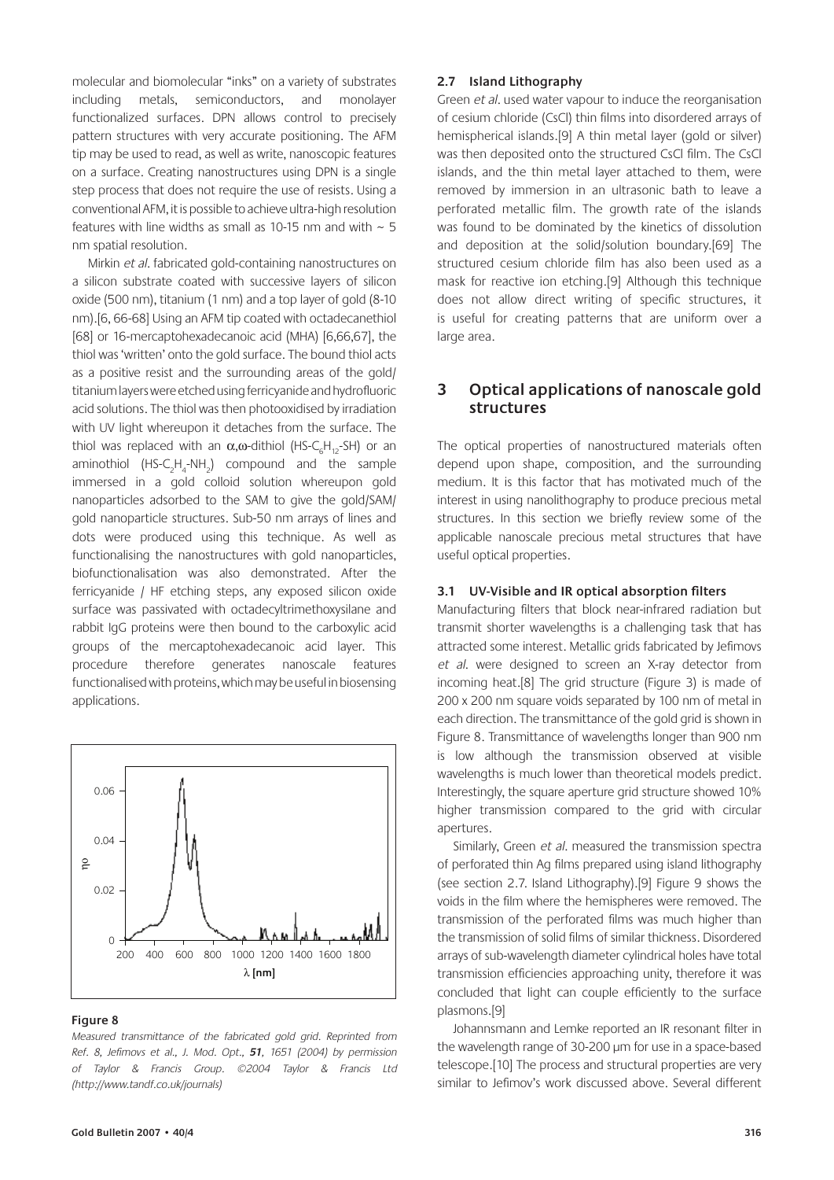molecular and biomolecular "inks" on a variety of substrates including metals, semiconductors, and monolayer functionalized surfaces. DPN allows control to precisely pattern structures with very accurate positioning. The AFM tip may be used to read, as well as write, nanoscopic features on a surface. Creating nanostructures using DPN is a single step process that does not require the use of resists. Using a conventional AFM, it is possible to achieve ultra-high resolution features with line widths as small as 10-15 nm and with ~ 5 nm spatial resolution.

Mirkin *et al*. fabricated gold-containing nanostructures on a silicon substrate coated with successive layers of silicon oxide (500 nm), titanium (1 nm) and a top layer of gold (8-10 nm).[6, 66-68] Using an AFM tip coated with octadecanethiol [68] or 16-mercaptohexadecanoic acid (MHA) [6,66,67], the thiol was 'written' onto the gold surface. The bound thiol acts as a positive resist and the surrounding areas of the gold/titanium layers were etched using ferricyanide and hydrofluoric acid solutions. The thiol was then photooxidised by irradiation with UV light whereupon it detaches from the surface. The thiol was replaced with an α,ω-dithiol ($HS\text{-}C_6H_{12}\text{-}SH$) or an aminothiol ($HS\text{-}C_2H_4\text{-}NH_2$) compound and the sample immersed in a gold colloid solution whereupon gold nanoparticles adsorbed to the SAM to give the gold/SAM/gold nanoparticle structures. Sub-50 nm arrays of lines and dots were produced using this technique. As well as functionalising the nanostructures with gold nanoparticles, biofunctionalisation was also demonstrated. After the ferricyanide / HF etching steps, any exposed silicon oxide surface was passivated with octadecyltrimethoxysilane and rabbit IgG proteins were then bound to the carboxylic acid groups of the mercaptohexadecanoic acid layer. This procedure therefore generates nanoscale features functionalised with proteins, which may be useful in biosensing applications.

**Figure 8**

*Measured transmittance of the fabricated gold grid. Reprinted from Ref. 8, Jefimovs et al., J. Mod. Opt., **51**, 1651 (2004) by permission of Taylor & Francis Group. ©2004 Taylor & Francis Ltd (http://www.tandf.co.uk/journals)*

### 2.7 Island Lithography

Green *et al*. used water vapour to induce the reorganisation of cesium chloride (CsCl) thin films into disordered arrays of hemispherical islands.[9] A thin metal layer (gold or silver) was then deposited onto the structured CsCl film. The CsCl islands, and the thin metal layer attached to them, were removed by immersion in an ultrasonic bath to leave a perforated metallic film. The growth rate of the islands was found to be dominated by the kinetics of dissolution and deposition at the solid/solution boundary.[69] The structured cesium chloride film has also been used as a mask for reactive ion etching.[9] Although this technique does not allow direct writing of specific structures, it is useful for creating patterns that are uniform over a large area.

## 3 Optical applications of nanoscale gold structures

The optical properties of nanostructured materials often depend upon shape, composition, and the surrounding medium. It is this factor that has motivated much of the interest in using nanolithography to produce precious metal structures. In this section we briefly review some of the applicable nanoscale precious metal structures that have useful optical properties.

### 3.1 UV-Visible and IR optical absorption filters

Manufacturing filters that block near-infrared radiation but transmit shorter wavelengths is a challenging task that has attracted some interest. Metallic grids fabricated by Jefimovs *et al*. were designed to screen an X-ray detector from incoming heat.[8] The grid structure (Figure 3) is made of 200 x 200 nm square voids separated by 100 nm of metal in each direction. The transmittance of the gold grid is shown in Figure 8. Transmittance of wavelengths longer than 900 nm is low although the transmission observed at visible wavelengths is much lower than theoretical models predict. Interestingly, the square aperture grid structure showed 10% higher transmission compared to the grid with circular apertures.

Similarly, Green *et al*. measured the transmission spectra of perforated thin Ag films prepared using island lithography (see section 2.7. Island Lithography).[9] Figure 9 shows the voids in the film where the hemispheres were removed. The transmission of the perforated films was much higher than the transmission of solid films of similar thickness. Disordered arrays of sub-wavelength diameter cylindrical holes have total transmission efficiencies approaching unity, therefore it was concluded that light can couple efficiently to the surface plasmons.[9]

Johannsmann and Lemke reported an IR resonant filter in the wavelength range of 30-200 μm for use in a space-based telescope.[10] The process and structural properties are very similar to Jefimov's work discussed above. Several different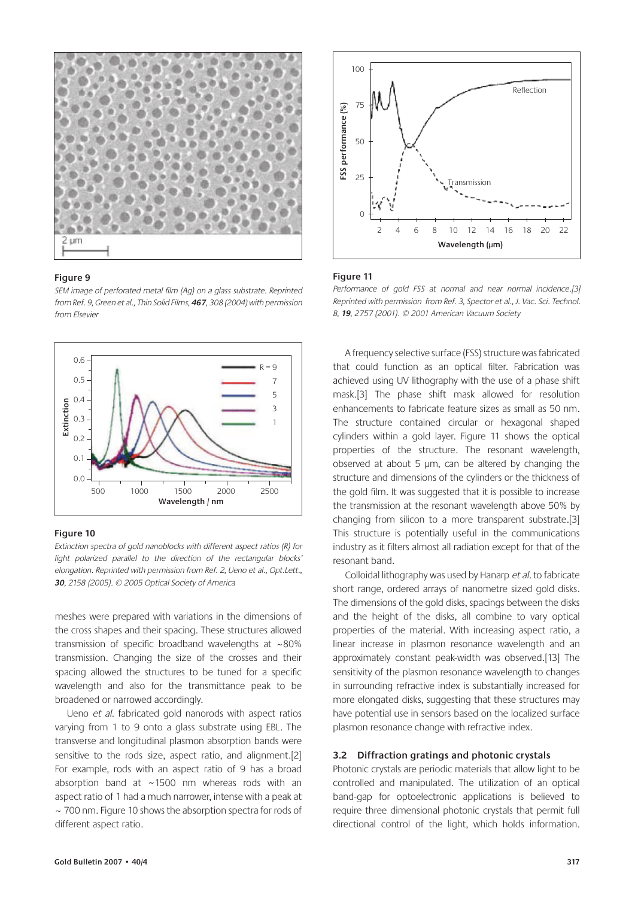**Figure 9**

*SEM image of perforated metal film (Ag) on a glass substrate. Reprinted from Ref. 9, Green et al., Thin Solid Films,* ***467****, 308 (2004) with permission from Elsevier*

**Figure 10**

*Extinction spectra of gold nanoblocks with different aspect ratios (R) for light polarized parallel to the direction of the rectangular blocks' elongation. Reprinted with permission from Ref. 2, Ueno et al., Opt.Lett.,* ***30****, 2158 (2005). © 2005 Optical Society of America*

meshes were prepared with variations in the dimensions of the cross shapes and their spacing. These structures allowed transmission of specific broadband wavelengths at ~80% transmission. Changing the size of the crosses and their spacing allowed the structures to be tuned for a specific wavelength and also for the transmittance peak to be broadened or narrowed accordingly.

Ueno *et al.* fabricated gold nanorods with aspect ratios varying from 1 to 9 onto a glass substrate using EBL. The transverse and longitudinal plasmon absorption bands were sensitive to the rods size, aspect ratio, and alignment.[2] For example, rods with an aspect ratio of 9 has a broad absorption band at ~1500 nm whereas rods with an aspect ratio of 1 had a much narrower, intense with a peak at ~ 700 nm. Figure 10 shows the absorption spectra for rods of different aspect ratio.

**Figure 11**

*Performance of gold FSS at normal and near normal incidence.[3] Reprinted with permission from Ref. 3, Spector et al., J. Vac. Sci. Technol. B,* ***19****, 2757 (2001). © 2001 American Vacuum Society*

A frequency selective surface (FSS) structure was fabricated that could function as an optical filter. Fabrication was achieved using UV lithography with the use of a phase shift mask.[3] The phase shift mask allowed for resolution enhancements to fabricate feature sizes as small as 50 nm. The structure contained circular or hexagonal shaped cylinders within a gold layer. Figure 11 shows the optical properties of the structure. The resonant wavelength, observed at about 5 µm, can be altered by changing the structure and dimensions of the cylinders or the thickness of the gold film. It was suggested that it is possible to increase the transmission at the resonant wavelength above 50% by changing from silicon to a more transparent substrate.[3] This structure is potentially useful in the communications industry as it filters almost all radiation except for that of the resonant band.

Colloidal lithography was used by Hanarp *et al.* to fabricate short range, ordered arrays of nanometre sized gold disks. The dimensions of the gold disks, spacings between the disks and the height of the disks, all combine to vary optical properties of the material. With increasing aspect ratio, a linear increase in plasmon resonance wavelength and an approximately constant peak-width was observed.[13] The sensitivity of the plasmon resonance wavelength to changes in surrounding refractive index is substantially increased for more elongated disks, suggesting that these structures may have potential use in sensors based on the localized surface plasmon resonance change with refractive index.

### 3.2 Diffraction gratings and photonic crystals

Photonic crystals are periodic materials that allow light to be controlled and manipulated. The utilization of an optical band-gap for optoelectronic applications is believed to require three dimensional photonic crystals that permit full directional control of the light, which holds information.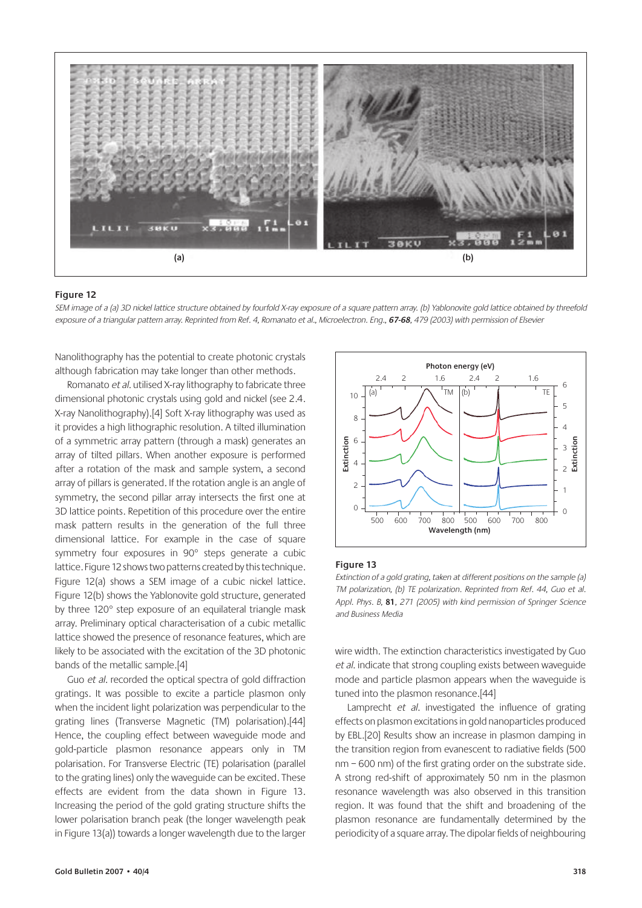**Figure 12**

*SEM image of a (a) 3D nickel lattice structure obtained by fourfold X-ray exposure of a square pattern array. (b) Yablonovite gold lattice obtained by threefold exposure of a triangular pattern array. Reprinted from Ref. 4, Romanato et al., Microelectron. Eng., **67-68**, 479 (2003) with permission of Elsevier*

Nanolithography has the potential to create photonic crystals although fabrication may take longer than other methods.

Romanato *et al.* utilised X-ray lithography to fabricate three dimensional photonic crystals using gold and nickel (see 2.4. X-ray Nanolithography).[4] Soft X-ray lithography was used as it provides a high lithographic resolution. A tilted illumination of a symmetric array pattern (through a mask) generates an array of tilted pillars. When another exposure is performed after a rotation of the mask and sample system, a second array of pillars is generated. If the rotation angle is an angle of symmetry, the second pillar array intersects the first one at 3D lattice points. Repetition of this procedure over the entire mask pattern results in the generation of the full three dimensional lattice. For example in the case of square symmetry four exposures in 90° steps generate a cubic lattice. Figure 12 shows two patterns created by this technique. Figure 12(a) shows a SEM image of a cubic nickel lattice. Figure 12(b) shows the Yablonovite gold structure, generated by three 120° step exposure of an equilateral triangle mask array. Preliminary optical characterisation of a cubic metallic lattice showed the presence of resonance features, which are likely to be associated with the excitation of the 3D photonic bands of the metallic sample.[4]

Guo *et al.* recorded the optical spectra of gold diffraction gratings. It was possible to excite a particle plasmon only when the incident light polarization was perpendicular to the grating lines (Transverse Magnetic (TM) polarisation).[44] Hence, the coupling effect between waveguide mode and gold-particle plasmon resonance appears only in TM polarisation. For Transverse Electric (TE) polarisation (parallel to the grating lines) only the waveguide can be excited. These effects are evident from the data shown in Figure 13. Increasing the period of the gold grating structure shifts the lower polarisation branch peak (the longer wavelength peak in Figure 13(a)) towards a longer wavelength due to the larger wire width. The extinction characteristics investigated by Guo *et al.* indicate that strong coupling exists between waveguide mode and particle plasmon appears when the waveguide is tuned into the plasmon resonance.[44]

**Figure 13**

*Extinction of a gold grating, taken at different positions on the sample (a) TM polarization, (b) TE polarization. Reprinted from Ref. 44, Guo et al. Appl. Phys. B,* **81***, 271 (2005) with kind permission of Springer Science and Business Media*

Lamprecht *et al.* investigated the influence of grating effects on plasmon excitations in gold nanoparticles produced by EBL.[20] Results show an increase in plasmon damping in the transition region from evanescent to radiative fields (500 nm – 600 nm) of the first grating order on the substrate side. A strong red-shift of approximately 50 nm in the plasmon resonance wavelength was also observed in this transition region. It was found that the shift and broadening of the plasmon resonance are fundamentally determined by the periodicity of a square array. The dipolar fields of neighbouring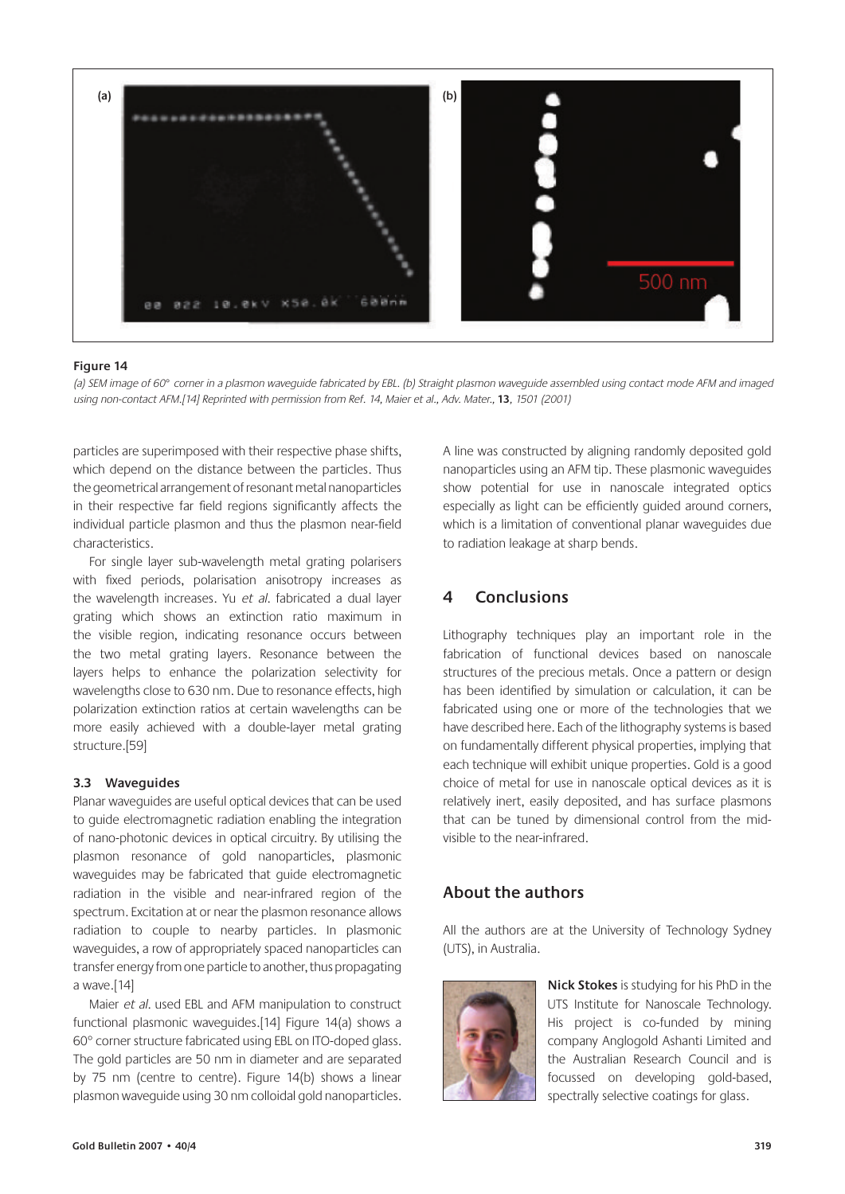**Figure 14**

*(a) SEM image of 60° corner in a plasmon waveguide fabricated by EBL. (b) Straight plasmon waveguide assembled using contact mode AFM and imaged using non-contact AFM.[14] Reprinted with permission from Ref. 14, Maier et al., Adv. Mater.,* **13***, 1501 (2001)*

particles are superimposed with their respective phase shifts, which depend on the distance between the particles. Thus the geometrical arrangement of resonant metal nanoparticles in their respective far field regions significantly affects the individual particle plasmon and thus the plasmon near-field characteristics.

For single layer sub-wavelength metal grating polarisers with fixed periods, polarisation anisotropy increases as the wavelength increases. Yu *et al.* fabricated a dual layer grating which shows an extinction ratio maximum in the visible region, indicating resonance occurs between the two metal grating layers. Resonance between the layers helps to enhance the polarization selectivity for wavelengths close to 630 nm. Due to resonance effects, high polarization extinction ratios at certain wavelengths can be more easily achieved with a double-layer metal grating structure.[59]

### 3.3 Waveguides

Planar waveguides are useful optical devices that can be used to guide electromagnetic radiation enabling the integration of nano-photonic devices in optical circuitry. By utilising the plasmon resonance of gold nanoparticles, plasmonic waveguides may be fabricated that guide electromagnetic radiation in the visible and near-infrared region of the spectrum. Excitation at or near the plasmon resonance allows radiation to couple to nearby particles. In plasmonic waveguides, a row of appropriately spaced nanoparticles can transfer energy from one particle to another, thus propagating a wave.[14]

Maier *et al.* used EBL and AFM manipulation to construct functional plasmonic waveguides.[14] Figure 14(a) shows a 60° corner structure fabricated using EBL on ITO-doped glass. The gold particles are 50 nm in diameter and are separated by 75 nm (centre to centre). Figure 14(b) shows a linear plasmon waveguide using 30 nm colloidal gold nanoparticles. A line was constructed by aligning randomly deposited gold nanoparticles using an AFM tip. These plasmonic waveguides show potential for use in nanoscale integrated optics especially as light can be efficiently guided around corners, which is a limitation of conventional planar waveguides due to radiation leakage at sharp bends.

## 4 Conclusions

Lithography techniques play an important role in the fabrication of functional devices based on nanoscale structures of the precious metals. Once a pattern or design has been identified by simulation or calculation, it can be fabricated using one or more of the technologies that we have described here. Each of the lithography systems is based on fundamentally different physical properties, implying that each technique will exhibit unique properties. Gold is a good choice of metal for use in nanoscale optical devices as it is relatively inert, easily deposited, and has surface plasmons that can be tuned by dimensional control from the mid-visible to the near-infrared.

## About the authors

All the authors are at the University of Technology Sydney (UTS), in Australia.

**Nick Stokes** is studying for his PhD in the UTS Institute for Nanoscale Technology. His project is co-funded by mining company Anglogold Ashanti Limited and the Australian Research Council and is focussed on developing gold-based, spectrally selective coatings for glass.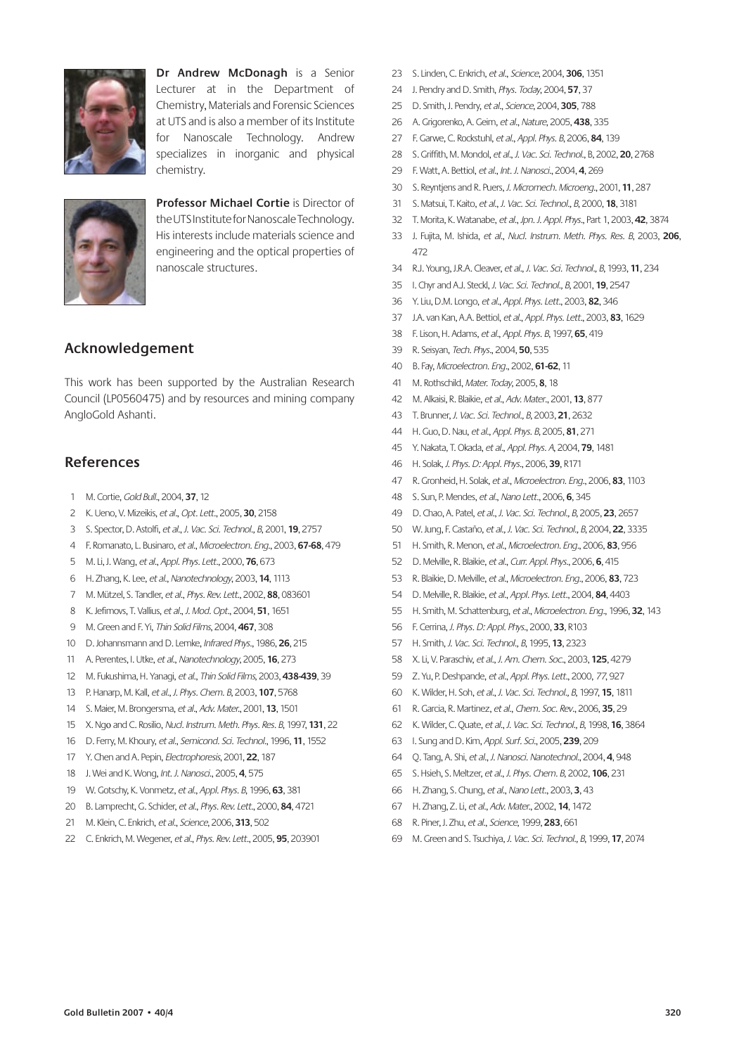**Dr Andrew McDonagh** is a Senior Lecturer at in the Department of Chemistry, Materials and Forensic Sciences at UTS and is also a member of its Institute for Nanoscale Technology. Andrew specializes in inorganic and physical chemistry.

**Professor Michael Cortie** is Director of the UTS Institute for Nanoscale Technology. His interests include materials science and engineering and the optical properties of nanoscale structures.

## Acknowledgement

This work has been supported by the Australian Research Council (LP0560475) and by resources and mining company AngloGold Ashanti.

## References

1. M. Cortie, *Gold Bull*., 2004, **37**, 12
2. K. Ueno, V. Mizeikis, *et al*., *Opt. Lett*., 2005, **30**, 2158
3. S. Spector, D. Astolfi, *et al*., *J. Vac. Sci. Technol., B*, 2001, **19**, 2757
4. F. Romanato, L. Businaro, *et al*., *Microelectron. Eng*., 2003, **67-68**, 479
5. M. Li, J. Wang, *et al*., *Appl. Phys. Lett*., 2000, **76**, 673
6. H. Zhang, K. Lee, *et al*., *Nanotechnology*, 2003, **14**, 1113
7. M. Mützel, S. Tandler, *et al*., *Phys. Rev. Lett*., 2002, **88**, 083601
8. K. Jefimovs, T. Vallius, *et al*., *J. Mod. Opt*., 2004, **51**, 1651
9. M. Green and F. Yi, *Thin Solid Films*, 2004, **467**, 308
10. D. Johannsmann and D. Lemke, *Infrared Phys*., 1986, **26**, 215
11. A. Perentes, I. Utke, *et al*., *Nanotechnology*, 2005, **16**, 273
12. M. Fukushima, H. Yanagi, *et al*., *Thin Solid Films*, 2003, **438-439**, 39
13. P. Hanarp, M. Kall, *et al*., *J. Phys. Chem. B*, 2003, **107**, 5768
14. S. Maier, M. Brongersma, *et al*., *Adv. Mater*., 2001, **13**, 1501
15. X. Ngo and C. Rosilio, *Nucl. Instrum. Meth. Phys. Res. B*, 1997, **131**, 22
16. D. Ferry, M. Khoury, *et al*., *Semicond. Sci. Technol*., 1996, **11**, 1552
17. Y. Chen and A. Pepin, *Electrophoresis*, 2001, **22**, 187
18. J. Wei and K. Wong, *Int. J. Nanosci*., 2005, **4**, 575
19. W. Gotschy, K. Vonmetz, *et al*., *Appl. Phys. B*, 1996, **63**, 381
20. B. Lamprecht, G. Schider, *et al*., *Phys. Rev. Lett*., 2000, **84**, 4721
21. M. Klein, C. Enkrich, *et al*., *Science*, 2006, **313**, 502
22. C. Enkrich, M. Wegener, *et al*., *Phys. Rev. Lett*., 2005, **95**, 203901
23. S. Linden, C. Enkrich, *et al*., *Science*, 2004, **306**, 1351
24. J. Pendry and D. Smith, *Phys. Today*, 2004, **57**, 37
25. D. Smith, J. Pendry, *et al*., *Science*, 2004, **305**, 788
26. A. Grigorenko, A. Geim, *et al*., *Nature*, 2005, **438**, 335
27. F. Garwe, C. Rockstuhl, *et al*., *Appl. Phys. B*, 2006, **84**, 139
28. S. Griffith, M. Mondol, *et al*., *J. Vac. Sci. Technol*., B, 2002, **20**, 2768
29. F. Watt, A. Bettiol, *et al*., *Int. J. Nanosci*., 2004, **4**, 269
30. S. Reyntjens and R. Puers, *J. Micromech. Microeng*., 2001, **11**, 287
31. S. Matsui, T. Kaito, *et al*., *J. Vac. Sci. Technol., B*, 2000, **18**, 3181
32. T. Morita, K. Watanabe, *et al*., *Jpn. J. Appl. Phys*., Part 1, 2003, **42**, 3874
33. J. Fujita, M. Ishida, *et al*., *Nucl. Instrum. Meth. Phys. Res. B*, 2003, **206**, 472
34. R.J. Young, J.R.A. Cleaver, *et al*., *J. Vac. Sci. Technol., B*, 1993, **11**, 234
35. I. Chyr and A.J. Steckl, *J. Vac. Sci. Technol., B*, 2001, **19**, 2547
36. Y. Liu, D.M. Longo, *et al*., *Appl. Phys. Lett*., 2003, **82**, 346
37. J.A. van Kan, A.A. Bettiol, *et al*., *Appl. Phys. Lett*., 2003, **83**, 1629
38. F. Lison, H. Adams, *et al*., *Appl. Phys. B*, 1997, **65**, 419
39. R. Seisyan, *Tech. Phys*., 2004, **50**, 535
40. B. Fay, *Microelectron. Eng*., 2002, **61-62**, 11
41. M. Rothschild, *Mater. Today*, 2005, **8**, 18
42. M. Alkaisi, R. Blaikie, *et al*., *Adv. Mater*., 2001, **13**, 877
43. T. Brunner, *J. Vac. Sci. Technol., B*, 2003, **21**, 2632
44. H. Guo, D. Nau, *et al*., *Appl. Phys. B*, 2005, **81**, 271
45. Y. Nakata, T. Okada, *et al*., *Appl. Phys. A*, 2004, **79**, 1481
46. H. Solak, *J. Phys. D: Appl. Phys*., 2006, **39**, R171
47. R. Gronheid, H. Solak, *et al*., *Microelectron. Eng*., 2006, **83**, 1103
48. S. Sun, P. Mendes, *et al*., *Nano Lett*., 2006, **6**, 345
49. D. Chao, A. Patel, *et al*., *J. Vac. Sci. Technol., B*, 2005, **23**, 2657
50. W. Jung, F. Castaño, *et al*., *J. Vac. Sci. Technol., B*, 2004, **22**, 3335
51. H. Smith, R. Menon, *et al*., *Microelectron. Eng*., 2006, **83**, 956
52. D. Melville, R. Blaikie, *et al*., *Curr. Appl. Phys*., 2006, **6**, 415
53. R. Blaikie, D. Melville, *et al*., *Microelectron. Eng*., 2006, **83**, 723
54. D. Melville, R. Blaikie, *et al*., *Appl. Phys. Lett*., 2004, **84**, 4403
55. H. Smith, M. Schattenburg, *et al*., *Microelectron. Eng*., 1996, **32**, 143
56. F. Cerrina, *J. Phys. D: Appl. Phys*., 2000, **33**, R103
57. H. Smith, *J. Vac. Sci. Technol., B*, 1995, **13**, 2323
58. X. Li, V. Paraschiv, *et al*., *J. Am. Chem. Soc*., 2003, **125**, 4279
59. Z. Yu, P. Deshpande, *et al*., *Appl. Phys. Lett*., 2000, *77*, 927
60. K. Wilder, H. Soh, *et al*., *J. Vac. Sci. Technol., B*, 1997, **15**, 1811
61. R. Garcia, R. Martinez, *et al*., *Chem. Soc. Rev*., 2006, **35**, 29
62. K. Wilder, C. Quate, *et al*., *J. Vac. Sci. Technol., B*, 1998, **16**, 3864
63. I. Sung and D. Kim, *Appl. Surf. Sci*., 2005, **239**, 209
64. Q. Tang, A. Shi, *et al*., *J. Nanosci. Nanotechnol*., 2004, **4**, 948
65. S. Hsieh, S. Meltzer, *et al*., *J. Phys. Chem. B*, 2002, **106**, 231
66. H. Zhang, S. Chung, *et al*., *Nano Lett*., 2003, **3**, 43
67. H. Zhang, Z. Li, *et al*., *Adv. Mater*., 2002, **14**, 1472
68. R. Piner, J. Zhu, *et al*., *Science*, 1999, **283**, 661
69. M. Green and S. Tsuchiya, *J. Vac. Sci. Technol., B*, 1999, **17**, 2074